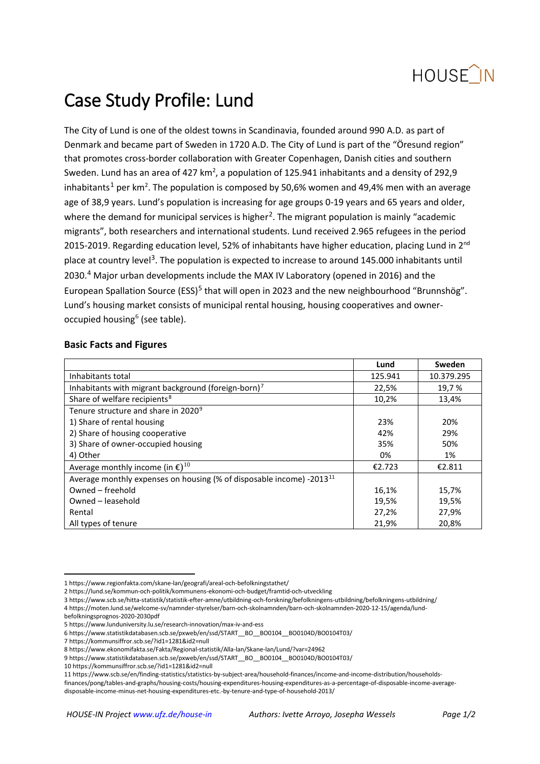HOUSE_IN

# Case Study Profile: Lund

The City of Lund is one of the oldest towns in Scandinavia, founded around 990 A.D. as part of Denmark and became part of Sweden in 1720 A.D. The City of Lund is part of the "Öresund region" that promotes cross-border collaboration with Greater Copenhagen, Danish cities and southern Sweden. Lund has an area of 427 km$^2$, a population of 125.941 inhabitants and a density of 292,9 inhabitants[1] per km$^2$. The population is composed by 50,6% women and 49,4% men with an average age of 38,9 years. Lund's population is increasing for age groups 0-19 years and 65 years and older, where the demand for municipal services is higher[2]. The migrant population is mainly "academic migrants", both researchers and international students. Lund received 2.965 refugees in the period 2015-2019. Regarding education level, 52% of inhabitants have higher education, placing Lund in 2nd place at country level[3]. The population is expected to increase to around 145.000 inhabitants until 2030.[4] Major urban developments include the MAX IV Laboratory (opened in 2016) and the European Spallation Source (ESS)[5] that will open in 2023 and the new neighbourhood "Brunnshög". Lund's housing market consists of municipal rental housing, housing cooperatives and owner-occupied housing[6] (see table).

## Basic Facts and Figures

| | Lund | Sweden |
|---|---|---|
| Inhabitants total | 125.941 | 10.379.295 |
| Inhabitants with migrant background (foreign-born)[7] | 22,5% | 19,7 % |
| Share of welfare recipients[8] | 10,2% | 13,4% |
| Tenure structure and share in 2020[9] | | |
| 1) Share of rental housing | 23% | 20% |
| 2) Share of housing cooperative | 42% | 29% |
| 3) Share of owner-occupied housing | 35% | 50% |
| 4) Other | 0% | 1% |
| Average monthly income (in €)[10] | €2.723 | €2.811 |
| Average monthly expenses on housing (% of disposable income) -2013[11] | | |
| Owned – freehold | 16,1% | 15,7% |
| Owned – leasehold | 19,5% | 19,5% |
| Rental | 27,2% | 27,9% |
| All types of tenure | 21,9% | 20,8% |

1 https://www.regionfakta.com/skane-lan/geografi/areal-och-befolkningstathet/
2 https://lund.se/kommun-och-politik/kommunens-ekonomi-och-budget/framtid-och-utveckling
3 https://www.scb.se/hitta-statistik/statistik-efter-amne/utbildning-och-forskning/befolkningens-utbildning/befolkningens-utbildning/
4 https://moten.lund.se/welcome-sv/namnder-styrelser/barn-och-skolnamnden/barn-och-skolnamnden-2020-12-15/agenda/lund-befolkningsprognos-2020-2030pdf
5 https://www.lunduniversity.lu.se/research-innovation/max-iv-and-ess
6 https://www.statistikdatabasen.scb.se/pxweb/en/ssd/START__BO__BO0104__BO0104D/BO0104T03/
7 https://kommunsiffror.scb.se/?id1=1281&id2=null
8 https://www.ekonomifakta.se/Fakta/Regional-statistik/Alla-lan/Skane-lan/Lund/?var=24962
9 https://www.statistikdatabasen.scb.se/pxweb/en/ssd/START__BO__BO0104__BO0104D/BO0104T03/
10 https://kommunsiffror.scb.se/?id1=1281&id2=null
11 https://www.scb.se/en/finding-statistics/statistics-by-subject-area/household-finances/income-and-income-distribution/households-finances/pong/tables-and-graphs/housing-costs/housing-expenditures-housing-expenditures-as-a-percentage-of-disposable-income-average-disposable-income-minus-net-housing-expenditures-etc.-by-tenure-and-type-of-household-2013/

*HOUSE-IN Project www.ufz.de/house-in* *Authors: Ivette Arroyo, Josepha Wessels*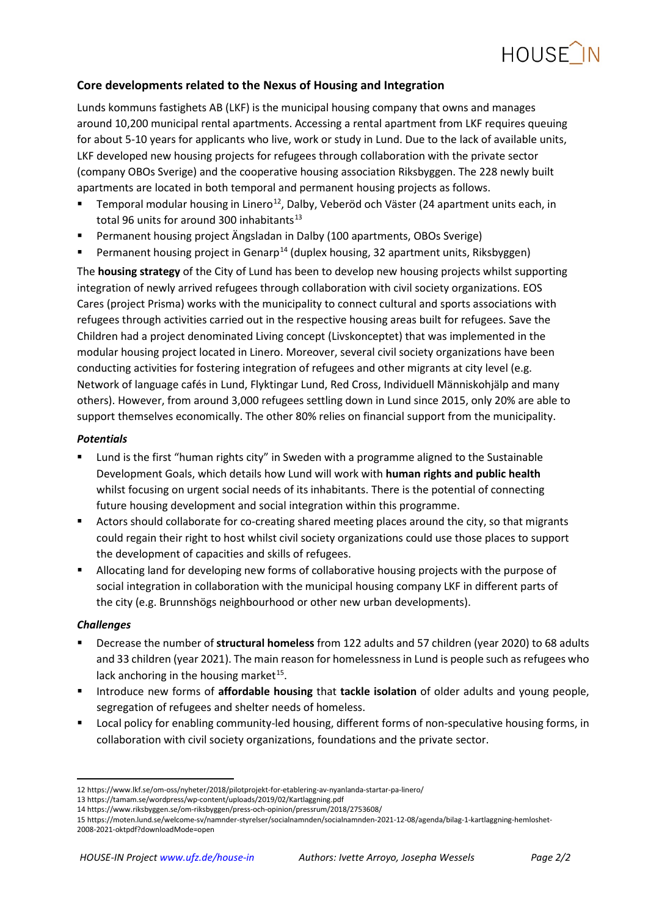## Core developments related to the Nexus of Housing and Integration

Lunds kommuns fastighets AB (LKF) is the municipal housing company that owns and manages around 10,200 municipal rental apartments. Accessing a rental apartment from LKF requires queuing for about 5-10 years for applicants who live, work or study in Lund. Due to the lack of available units, LKF developed new housing projects for refugees through collaboration with the private sector (company OBOs Sverige) and the cooperative housing association Riksbyggen. The 228 newly built apartments are located in both temporal and permanent housing projects as follows.

- Temporal modular housing in Linero[12], Dalby, Veberöd och Väster (24 apartment units each, in total 96 units for around 300 inhabitants[13]
- Permanent housing project Ängsladan in Dalby (100 apartments, OBOs Sverige)
- Permanent housing project in Genarp[14] (duplex housing, 32 apartment units, Riksbyggen)

The **housing strategy** of the City of Lund has been to develop new housing projects whilst supporting integration of newly arrived refugees through collaboration with civil society organizations. EOS Cares (project Prisma) works with the municipality to connect cultural and sports associations with refugees through activities carried out in the respective housing areas built for refugees. Save the Children had a project denominated Living concept (Livskonceptet) that was implemented in the modular housing project located in Linero. Moreover, several civil society organizations have been conducting activities for fostering integration of refugees and other migrants at city level (e.g. Network of language cafés in Lund, Flyktingar Lund, Red Cross, Individuell Människohjälp and many others). However, from around 3,000 refugees settling down in Lund since 2015, only 20% are able to support themselves economically. The other 80% relies on financial support from the municipality.

### *Potentials*

- Lund is the first "human rights city" in Sweden with a programme aligned to the Sustainable Development Goals, which details how Lund will work with **human rights and public health** whilst focusing on urgent social needs of its inhabitants. There is the potential of connecting future housing development and social integration within this programme.
- Actors should collaborate for co-creating shared meeting places around the city, so that migrants could regain their right to host whilst civil society organizations could use those places to support the development of capacities and skills of refugees.
- Allocating land for developing new forms of collaborative housing projects with the purpose of social integration in collaboration with the municipal housing company LKF in different parts of the city (e.g. Brunnshögs neighbourhood or other new urban developments).

### *Challenges*

- Decrease the number of **structural homeless** from 122 adults and 57 children (year 2020) to 68 adults and 33 children (year 2021). The main reason for homelessness in Lund is people such as refugees who lack anchoring in the housing market[15].
- Introduce new forms of **affordable housing** that **tackle isolation** of older adults and young people, segregation of refugees and shelter needs of homeless.
- Local policy for enabling community-led housing, different forms of non-speculative housing forms, in collaboration with civil society organizations, foundations and the private sector.

---

12 https://www.lkf.se/om-oss/nyheter/2018/pilotprojekt-for-etablering-av-nyanlanda-startar-pa-linero/

13 https://tamam.se/wordpress/wp-content/uploads/2019/02/Kartlaggning.pdf

14 https://www.riksbyggen.se/om-riksbyggen/press-och-opinion/pressrum/2018/2753608/

15 https://moten.lund.se/welcome-sv/namnder-styrelser/socialnamnden/socialnamnden-2021-12-08/agenda/bilag-1-kartlaggning-hemloshet-2008-2021-oktpdf?downloadMode=open